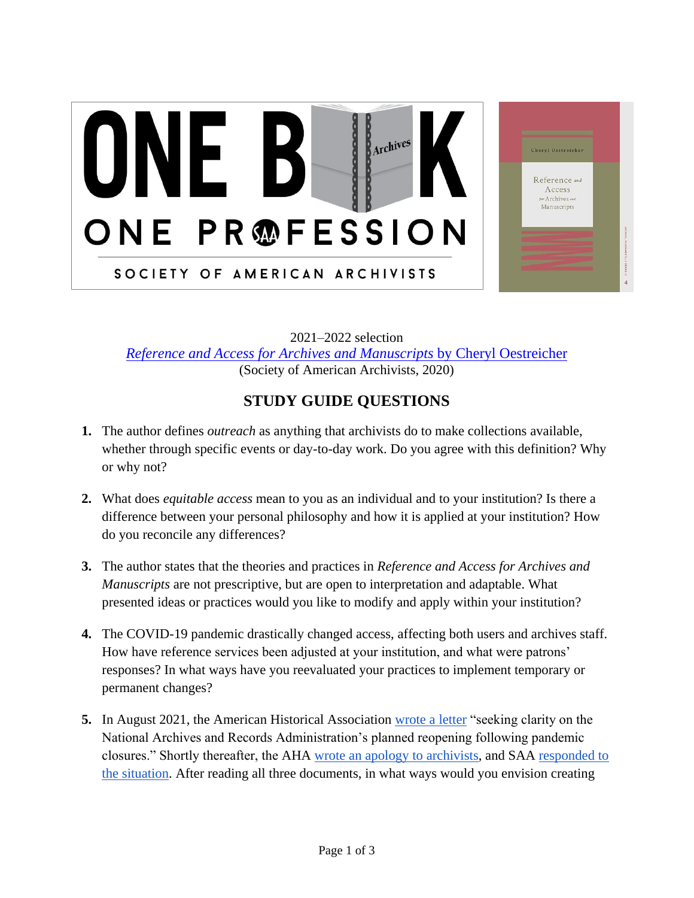ONE BOOK ONE PROFESSION

SOCIETY OF AMERICAN ARCHIVISTS

2021–2022 selection

*Reference and Access for Archives and Manuscripts* by Cheryl Oestreicher

(Society of American Archivists, 2020)

## STUDY GUIDE QUESTIONS

1. The author defines *outreach* as anything that archivists do to make collections available, whether through specific events or day-to-day work. Do you agree with this definition? Why or why not?

2. What does *equitable access* mean to you as an individual and to your institution? Is there a difference between your personal philosophy and how it is applied at your institution? How do you reconcile any differences?

3. The author states that the theories and practices in *Reference and Access for Archives and Manuscripts* are not prescriptive, but are open to interpretation and adaptable. What presented ideas or practices would you like to modify and apply within your institution?

4. The COVID-19 pandemic drastically changed access, affecting both users and archives staff. How have reference services been adjusted at your institution, and what were patrons' responses? In what ways have you reevaluated your practices to implement temporary or permanent changes?

5. In August 2021, the American Historical Association wrote a letter "seeking clarity on the National Archives and Records Administration's planned reopening following pandemic closures." Shortly thereafter, the AHA wrote an apology to archivists, and SAA responded to the situation. After reading all three documents, in what ways would you envision creating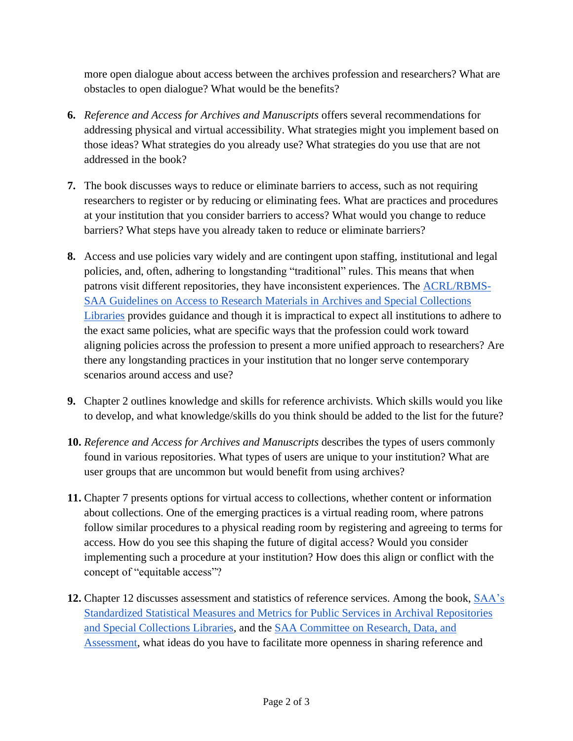more open dialogue about access between the archives profession and researchers? What are obstacles to open dialogue? What would be the benefits?

6. *Reference and Access for Archives and Manuscripts* offers several recommendations for addressing physical and virtual accessibility. What strategies might you implement based on those ideas? What strategies do you already use? What strategies do you use that are not addressed in the book?

7. The book discusses ways to reduce or eliminate barriers to access, such as not requiring researchers to register or by reducing or eliminating fees. What are practices and procedures at your institution that you consider barriers to access? What would you change to reduce barriers? What steps have you already taken to reduce or eliminate barriers?

8. Access and use policies vary widely and are contingent upon staffing, institutional and legal policies, and, often, adhering to longstanding "traditional" rules. This means that when patrons visit different repositories, they have inconsistent experiences. The ACRL/RBMS-SAA Guidelines on Access to Research Materials in Archives and Special Collections Libraries provides guidance and though it is impractical to expect all institutions to adhere to the exact same policies, what are specific ways that the profession could work toward aligning policies across the profession to present a more unified approach to researchers? Are there any longstanding practices in your institution that no longer serve contemporary scenarios around access and use?

9. Chapter 2 outlines knowledge and skills for reference archivists. Which skills would you like to develop, and what knowledge/skills do you think should be added to the list for the future?

10. *Reference and Access for Archives and Manuscripts* describes the types of users commonly found in various repositories. What types of users are unique to your institution? What are user groups that are uncommon but would benefit from using archives?

11. Chapter 7 presents options for virtual access to collections, whether content or information about collections. One of the emerging practices is a virtual reading room, where patrons follow similar procedures to a physical reading room by registering and agreeing to terms for access. How do you see this shaping the future of digital access? Would you consider implementing such a procedure at your institution? How does this align or conflict with the concept of "equitable access"?

12. Chapter 12 discusses assessment and statistics of reference services. Among the book, SAA's Standardized Statistical Measures and Metrics for Public Services in Archival Repositories and Special Collections Libraries, and the SAA Committee on Research, Data, and Assessment, what ideas do you have to facilitate more openness in sharing reference and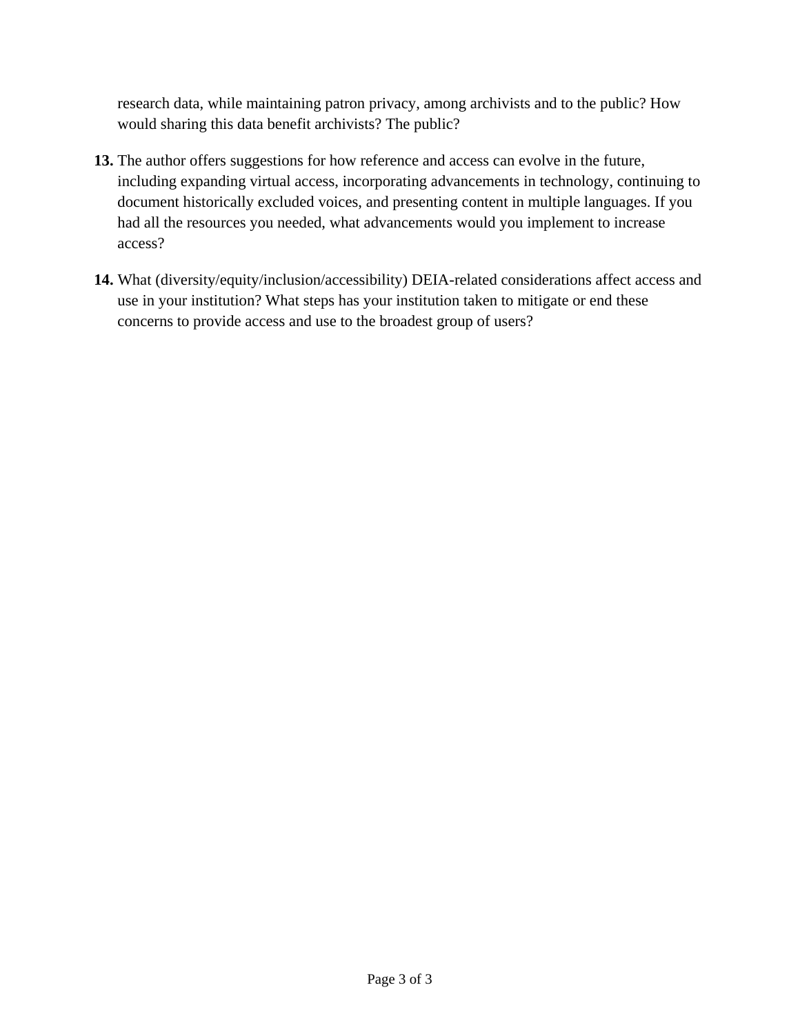research data, while maintaining patron privacy, among archivists and to the public? How would sharing this data benefit archivists? The public?

13. The author offers suggestions for how reference and access can evolve in the future, including expanding virtual access, incorporating advancements in technology, continuing to document historically excluded voices, and presenting content in multiple languages. If you had all the resources you needed, what advancements would you implement to increase access?

14. What (diversity/equity/inclusion/accessibility) DEIA-related considerations affect access and use in your institution? What steps has your institution taken to mitigate or end these concerns to provide access and use to the broadest group of users?